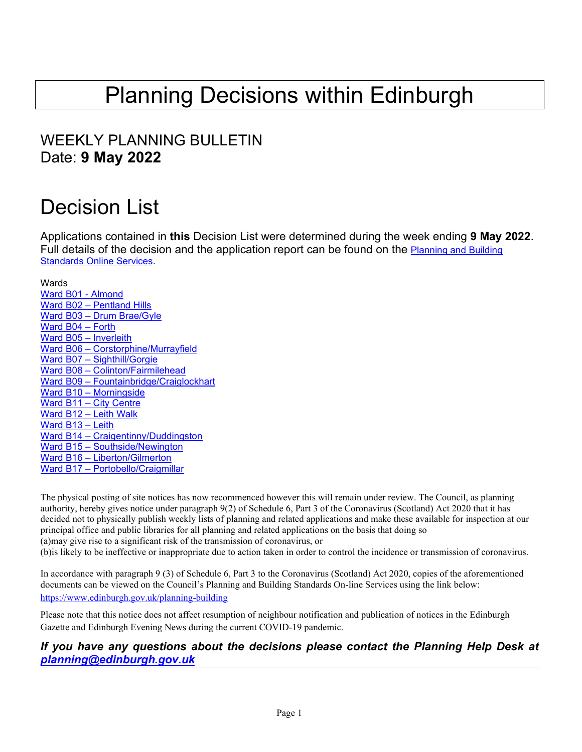# Planning Decisions within Edinburgh

## WEEKLY PLANNING BULLETIN
## Date: **9 May 2022**

# Decision List

Applications contained in **this** Decision List were determined during the week ending **9 May 2022**. Full details of the decision and the application report can be found on the Planning and Building Standards Online Services.

Wards
- Ward B01 - Almond
- Ward B02 – Pentland Hills
- Ward B03 – Drum Brae/Gyle
- Ward B04 – Forth
- Ward B05 – Inverleith
- Ward B06 – Corstorphine/Murrayfield
- Ward B07 – Sighthill/Gorgie
- Ward B08 – Colinton/Fairmilehead
- Ward B09 – Fountainbridge/Craiglockhart
- Ward B10 – Morningside
- Ward B11 – City Centre
- Ward B12 – Leith Walk
- Ward B13 – Leith
- Ward B14 – Craigentinny/Duddingston
- Ward B15 – Southside/Newington
- Ward B16 – Liberton/Gilmerton
- Ward B17 – Portobello/Craigmillar

The physical posting of site notices has now recommenced however this will remain under review. The Council, as planning authority, hereby gives notice under paragraph 9(2) of Schedule 6, Part 3 of the Coronavirus (Scotland) Act 2020 that it has decided not to physically publish weekly lists of planning and related applications and make these available for inspection at our principal office and public libraries for all planning and related applications on the basis that doing so
(a)may give rise to a significant risk of the transmission of coronavirus, or
(b)is likely to be ineffective or inappropriate due to action taken in order to control the incidence or transmission of coronavirus.

In accordance with paragraph 9 (3) of Schedule 6, Part 3 to the Coronavirus (Scotland) Act 2020, copies of the aforementioned documents can be viewed on the Council's Planning and Building Standards On-line Services using the link below:
https://www.edinburgh.gov.uk/planning-building

Please note that this notice does not affect resumption of neighbour notification and publication of notices in the Edinburgh Gazette and Edinburgh Evening News during the current COVID-19 pandemic.

***If you have any questions about the decisions please contact the Planning Help Desk at planning@edinburgh.gov.uk***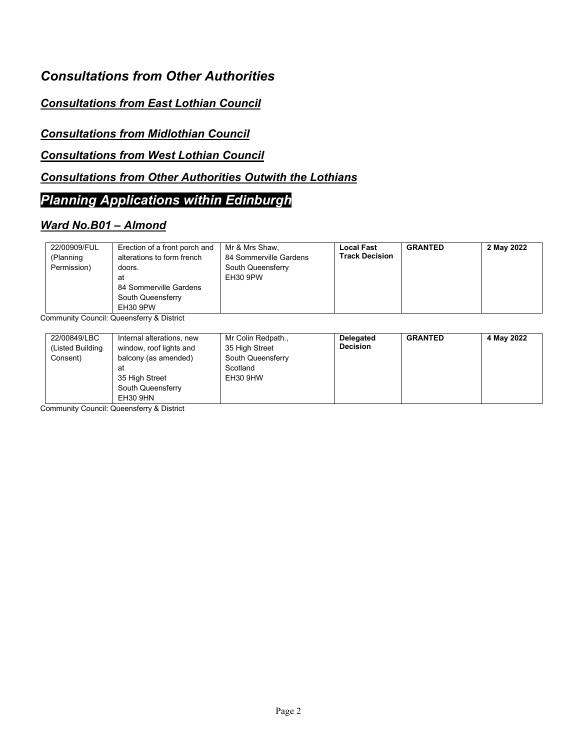## *Consultations from Other Authorities*

### *Consultations from East Lothian Council*

### *Consultations from Midlothian Council*

### *Consultations from West Lothian Council*

### *Consultations from Other Authorities Outwith the Lothians*

## *Planning Applications within Edinburgh*

### *Ward No.B01 – Almond*

| | | | | | |
|---|---|---|---|---|---|
| 22/00909/FUL (Planning Permission) | Erection of a front porch and alterations to form french doors. at 84 Sommerville Gardens South Queensferry EH30 9PW | Mr & Mrs Shaw, 84 Sommerville Gardens South Queensferry EH30 9PW | **Local Fast Track Decision** | **GRANTED** | **2 May 2022** |

Community Council: Queensferry & District

| | | | | | |
|---|---|---|---|---|---|
| 22/00849/LBC (Listed Building Consent) | Internal alterations, new window, roof lights and balcony (as amended) at 35 High Street South Queensferry EH30 9HN | Mr Colin Redpath., 35 High Street South Queensferry Scotland EH30 9HW | **Delegated Decision** | **GRANTED** | **4 May 2022** |

Community Council: Queensferry & District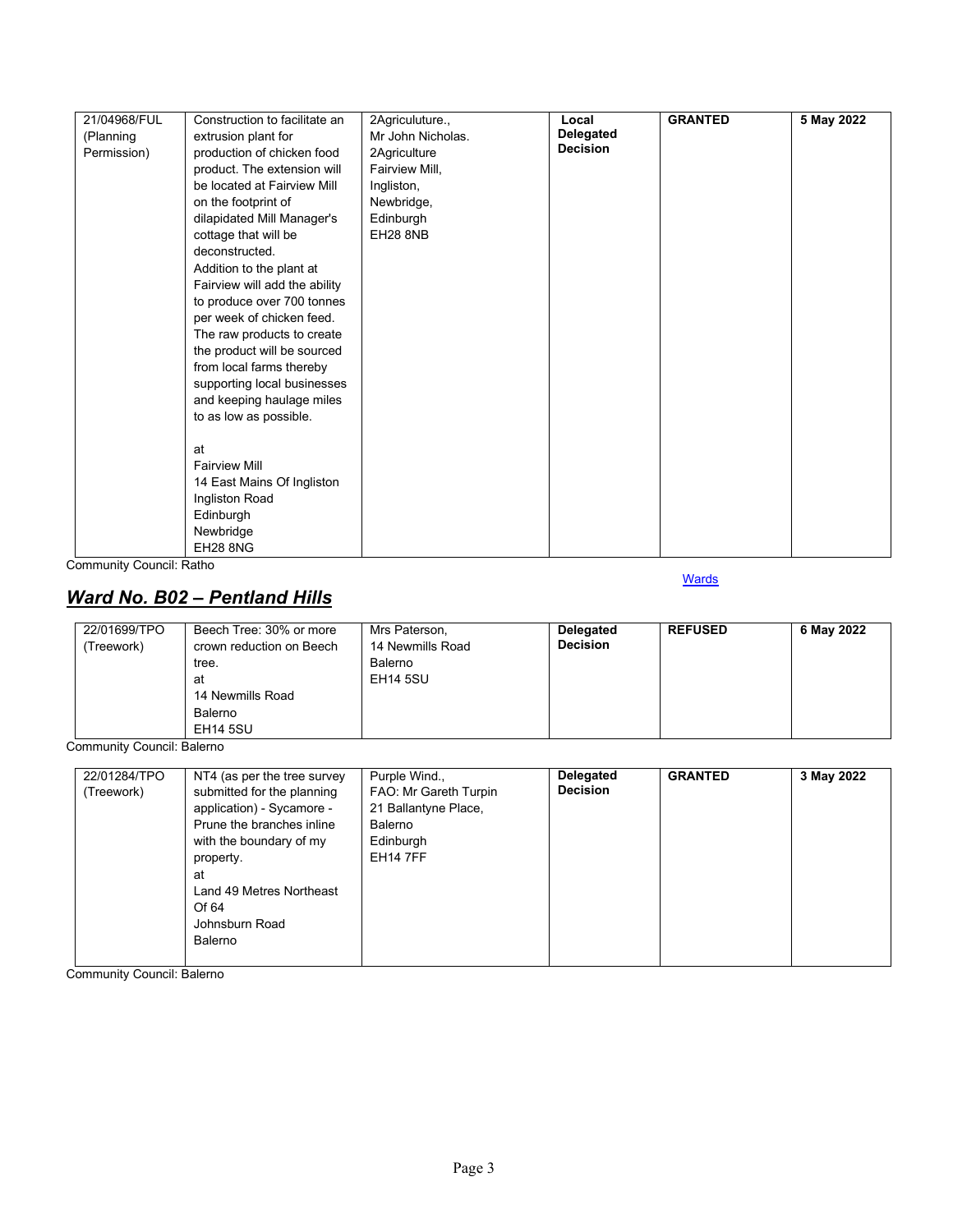| | | | | | |
|---|---|---|---|---|---|
| 21/04968/FUL (Planning Permission) | Construction to facilitate an extrusion plant for production of chicken food product. The extension will be located at Fairview Mill on the footprint of dilapidated Mill Manager's cottage that will be deconstructed. Addition to the plant at Fairview will add the ability to produce over 700 tonnes per week of chicken feed. The raw products to create the product will be sourced from local farms thereby supporting local businesses and keeping haulage miles to as low as possible.<br><br>at<br>Fairview Mill<br>14 East Mains Of Ingliston<br>Ingliston Road<br>Edinburgh<br>Newbridge<br>EH28 8NG | 2Agriculuture., Mr John Nicholas. 2Agriculture Fairview Mill, Ingliston, Newbridge, Edinburgh EH28 8NB | **Local Delegated Decision** | **GRANTED** | **5 May 2022** |

Community Council: Ratho

Wards

## ***Ward No. B02 – Pentland Hills***

| | | | | | |
|---|---|---|---|---|---|
| 22/01699/TPO (Treework) | Beech Tree: 30% or more crown reduction on Beech tree.<br>at<br>14 Newmills Road<br>Balerno<br>EH14 5SU | Mrs Paterson, 14 Newmills Road Balerno EH14 5SU | **Delegated Decision** | **REFUSED** | **6 May 2022** |

Community Council: Balerno

| | | | | | |
|---|---|---|---|---|---|
| 22/01284/TPO (Treework) | NT4 (as per the tree survey submitted for the planning application) - Sycamore - Prune the branches inline with the boundary of my property.<br>at<br>Land 49 Metres Northeast Of 64<br>Johnsburn Road<br>Balerno | Purple Wind., FAO: Mr Gareth Turpin 21 Ballantyne Place, Balerno Edinburgh EH14 7FF | **Delegated Decision** | **GRANTED** | **3 May 2022** |

Community Council: Balerno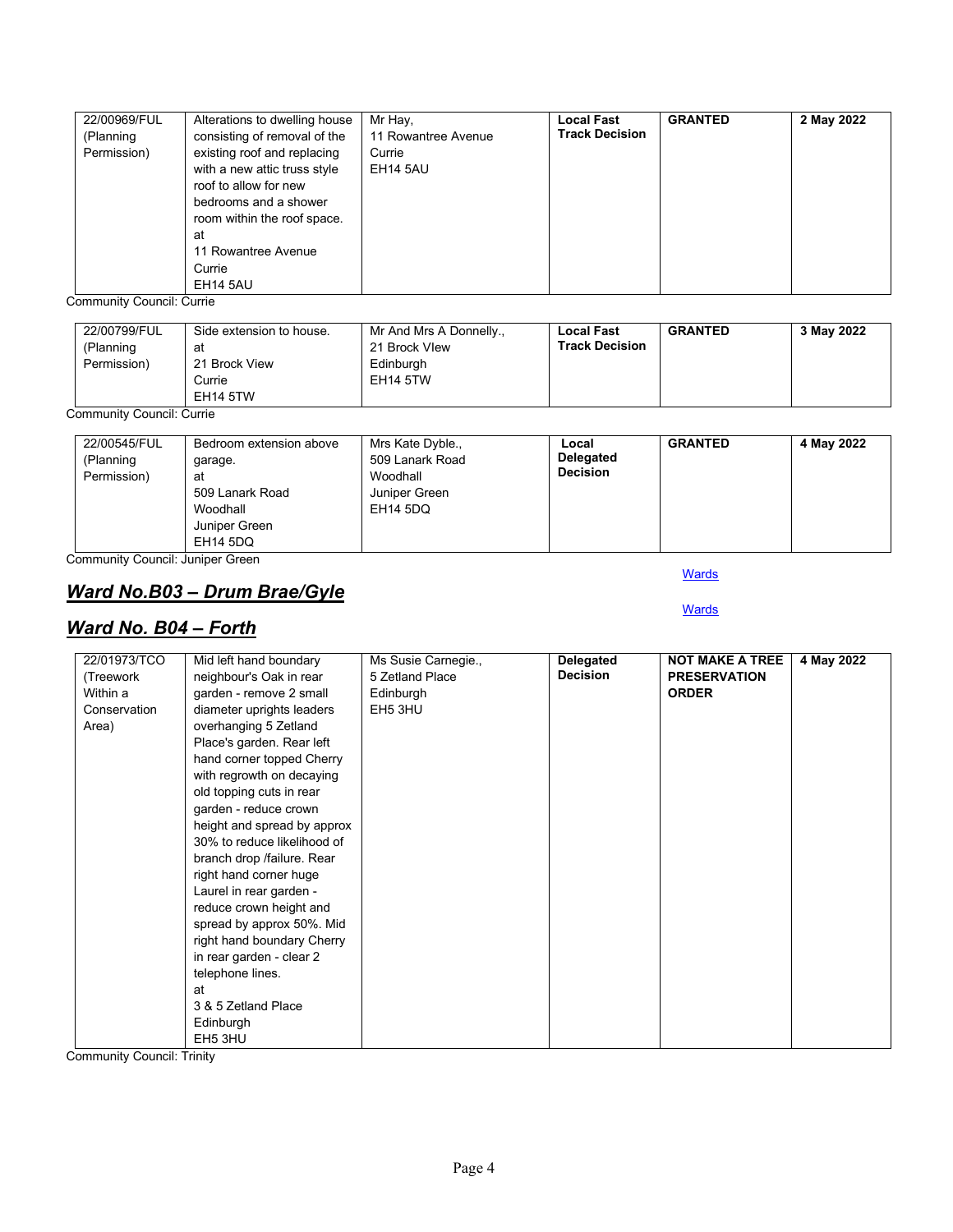| | | | | | |
|---|---|---|---|---|---|
| 22/00969/FUL (Planning Permission) | Alterations to dwelling house consisting of removal of the existing roof and replacing with a new attic truss style roof to allow for new bedrooms and a shower room within the roof space. at 11 Rowantree Avenue Currie EH14 5AU | Mr Hay, 11 Rowantree Avenue Currie EH14 5AU | **Local Fast Track Decision** | **GRANTED** | **2 May 2022** |

Community Council: Currie

| | | | | | |
|---|---|---|---|---|---|
| 22/00799/FUL (Planning Permission) | Side extension to house. at 21 Brock View Currie EH14 5TW | Mr And Mrs A Donnelly., 21 Brock VIew Edinburgh EH14 5TW | **Local Fast Track Decision** | **GRANTED** | **3 May 2022** |

Community Council: Currie

| | | | | | |
|---|---|---|---|---|---|
| 22/00545/FUL (Planning Permission) | Bedroom extension above garage. at 509 Lanark Road Woodhall Juniper Green EH14 5DQ | Mrs Kate Dyble., 509 Lanark Road Woodhall Juniper Green EH14 5DQ | **Local Delegated Decision** | **GRANTED** | **4 May 2022** |

Community Council: Juniper Green

Wards

## ***Ward No.B03 – Drum Brae/Gyle***

Wards

## ***Ward No. B04 – Forth***

| | | | | | |
|---|---|---|---|---|---|
| 22/01973/TCO (Treework Within a Conservation Area) | Mid left hand boundary neighbour's Oak in rear garden - remove 2 small diameter uprights leaders overhanging 5 Zetland Place's garden. Rear left hand corner topped Cherry with regrowth on decaying old topping cuts in rear garden - reduce crown height and spread by approx 30% to reduce likelihood of branch drop /failure. Rear right hand corner huge Laurel in rear garden - reduce crown height and spread by approx 50%. Mid right hand boundary Cherry in rear garden - clear 2 telephone lines. at 3 & 5 Zetland Place Edinburgh EH5 3HU | Ms Susie Carnegie., 5 Zetland Place Edinburgh EH5 3HU | **Delegated Decision** | **NOT MAKE A TREE PRESERVATION ORDER** | **4 May 2022** |

Community Council: Trinity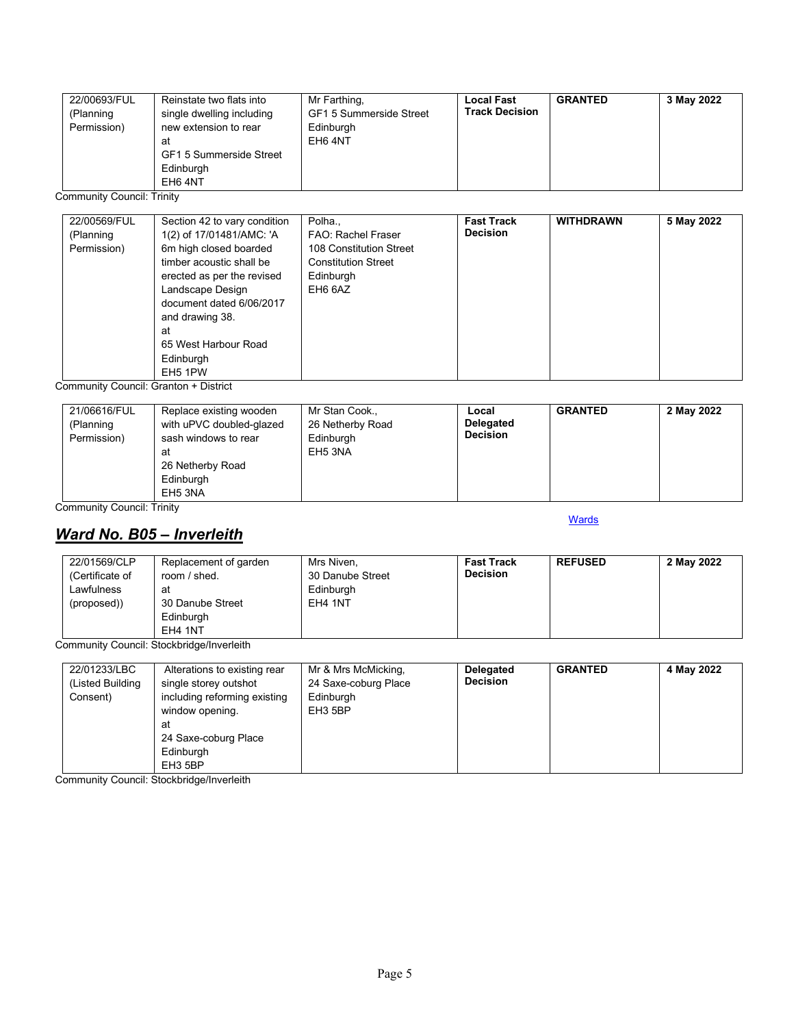| | | | | | |
|---|---|---|---|---|---|
| 22/00693/FUL (Planning Permission) | Reinstate two flats into single dwelling including new extension to rear at GF1 5 Summerside Street Edinburgh EH6 4NT | Mr Farthing, GF1 5 Summerside Street Edinburgh EH6 4NT | **Local Fast Track Decision** | **GRANTED** | **3 May 2022** |

Community Council: Trinity

| | | | | | |
|---|---|---|---|---|---|
| 22/00569/FUL (Planning Permission) | Section 42 to vary condition 1(2) of 17/01481/AMC: 'A 6m high closed boarded timber acoustic shall be erected as per the revised Landscape Design document dated 6/06/2017 and drawing 38. at 65 West Harbour Road Edinburgh EH5 1PW | Polha., FAO: Rachel Fraser 108 Constitution Street Constitution Street Edinburgh EH6 6AZ | **Fast Track Decision** | **WITHDRAWN** | **5 May 2022** |

Community Council: Granton + District

| | | | | | |
|---|---|---|---|---|---|
| 21/06616/FUL (Planning Permission) | Replace existing wooden with uPVC doubled-glazed sash windows to rear at 26 Netherby Road Edinburgh EH5 3NA | Mr Stan Cook., 26 Netherby Road Edinburgh EH5 3NA | **Local Delegated Decision** | **GRANTED** | **2 May 2022** |

Community Council: Trinity

Wards

## ***Ward No. B05 – Inverleith***

| | | | | | |
|---|---|---|---|---|---|
| 22/01569/CLP (Certificate of Lawfulness (proposed)) | Replacement of garden room / shed. at 30 Danube Street Edinburgh EH4 1NT | Mrs Niven, 30 Danube Street Edinburgh EH4 1NT | **Fast Track Decision** | **REFUSED** | **2 May 2022** |

Community Council: Stockbridge/Inverleith

| | | | | | |
|---|---|---|---|---|---|
| 22/01233/LBC (Listed Building Consent) | Alterations to existing rear single storey outshot including reforming existing window opening. at 24 Saxe-coburg Place Edinburgh EH3 5BP | Mr & Mrs McMicking, 24 Saxe-coburg Place Edinburgh EH3 5BP | **Delegated Decision** | **GRANTED** | **4 May 2022** |

Community Council: Stockbridge/Inverleith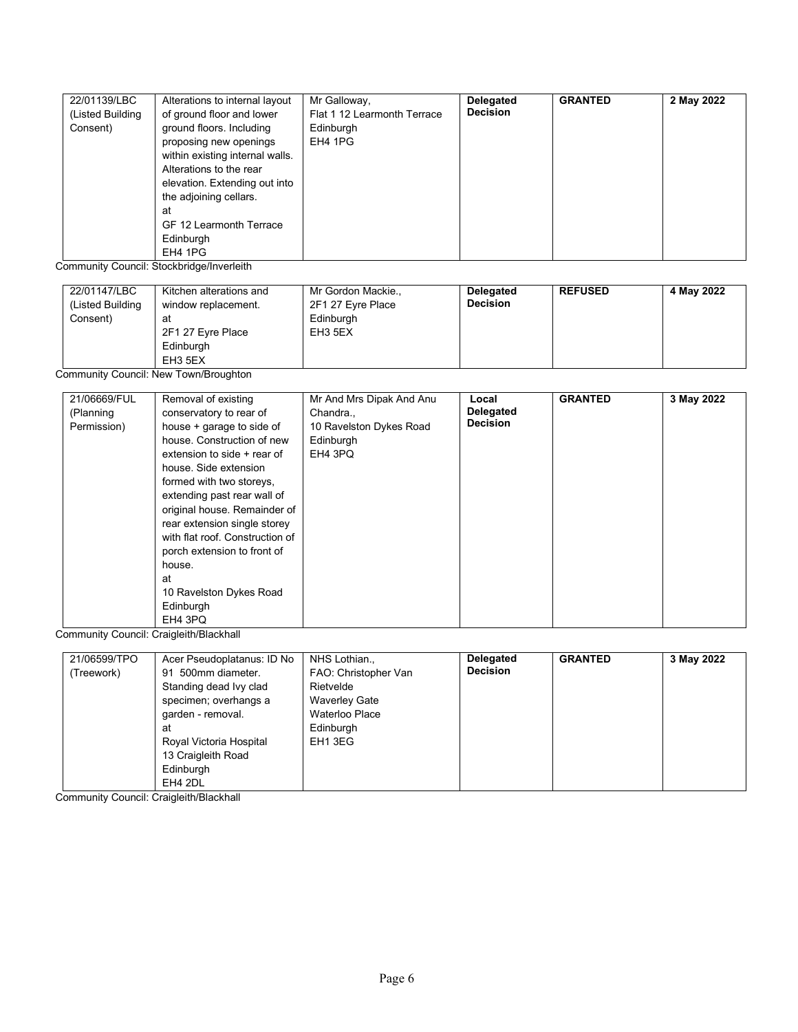| | | | | | |
|---|---|---|---|---|---|
| 22/01139/LBC (Listed Building Consent) | Alterations to internal layout of ground floor and lower ground floors. Including proposing new openings within existing internal walls. Alterations to the rear elevation. Extending out into the adjoining cellars. at GF 12 Learmonth Terrace Edinburgh EH4 1PG | Mr Galloway, Flat 1 12 Learmonth Terrace Edinburgh EH4 1PG | **Delegated Decision** | **GRANTED** | **2 May 2022** |

Community Council: Stockbridge/Inverleith

| | | | | | |
|---|---|---|---|---|---|
| 22/01147/LBC (Listed Building Consent) | Kitchen alterations and window replacement. at 2F1 27 Eyre Place Edinburgh EH3 5EX | Mr Gordon Mackie., 2F1 27 Eyre Place Edinburgh EH3 5EX | **Delegated Decision** | **REFUSED** | **4 May 2022** |

Community Council: New Town/Broughton

| | | | | | |
|---|---|---|---|---|---|
| 21/06669/FUL (Planning Permission) | Removal of existing conservatory to rear of house + garage to side of house. Construction of new extension to side + rear of house. Side extension formed with two storeys, extending past rear wall of original house. Remainder of rear extension single storey with flat roof. Construction of porch extension to front of house. at 10 Ravelston Dykes Road Edinburgh EH4 3PQ | Mr And Mrs Dipak And Anu Chandra., 10 Ravelston Dykes Road Edinburgh EH4 3PQ | **Local Delegated Decision** | **GRANTED** | **3 May 2022** |

Community Council: Craigleith/Blackhall

| | | | | | |
|---|---|---|---|---|---|
| 21/06599/TPO (Treework) | Acer Pseudoplatanus: ID No 91 500mm diameter. Standing dead Ivy clad specimen; overhangs a garden - removal. at Royal Victoria Hospital 13 Craigleith Road Edinburgh EH4 2DL | NHS Lothian., FAO: Christopher Van Rietvelde Waverley Gate Waterloo Place Edinburgh EH1 3EG | **Delegated Decision** | **GRANTED** | **3 May 2022** |

Community Council: Craigleith/Blackhall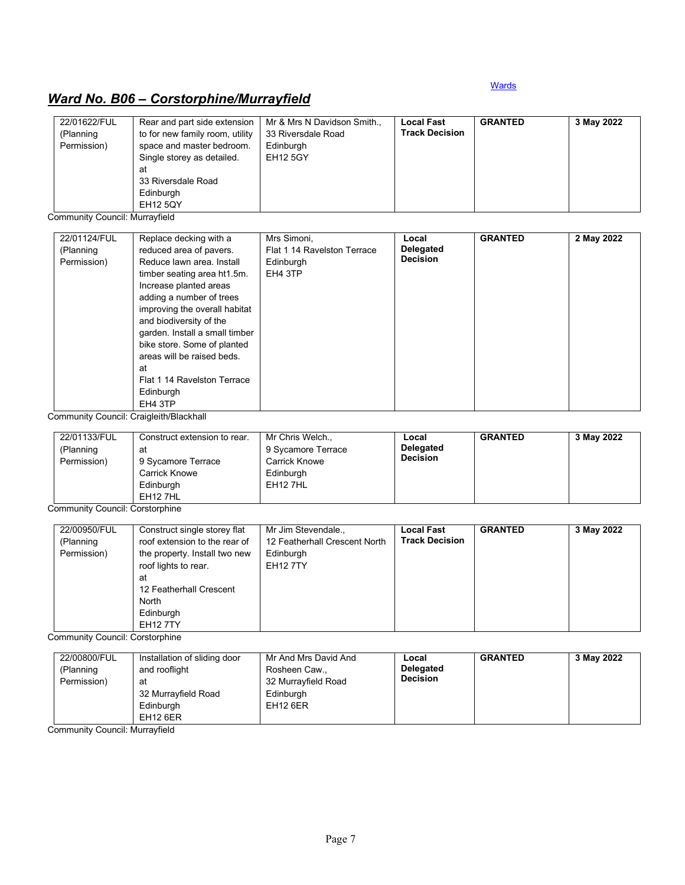[Wards](#)

## *Ward No. B06 – Corstorphine/Murrayfield*

| | | | | | |
|---|---|---|---|---|---|
| 22/01622/FUL (Planning Permission) | Rear and part side extension to for new family room, utility space and master bedroom. Single storey as detailed. at 33 Riversdale Road Edinburgh EH12 5QY | Mr & Mrs N Davidson Smith., 33 Riversdale Road Edinburgh EH12 5GY | **Local Fast Track Decision** | **GRANTED** | **3 May 2022** |

Community Council: Murrayfield

| | | | | | |
|---|---|---|---|---|---|
| 22/01124/FUL (Planning Permission) | Replace decking with a reduced area of pavers. Reduce lawn area. Install timber seating area ht1.5m. Increase planted areas adding a number of trees improving the overall habitat and biodiversity of the garden. Install a small timber bike store. Some of planted areas will be raised beds. at Flat 1 14 Ravelston Terrace Edinburgh EH4 3TP | Mrs Simoni, Flat 1 14 Ravelston Terrace Edinburgh EH4 3TP | **Local Delegated Decision** | **GRANTED** | **2 May 2022** |

Community Council: Craigleith/Blackhall

| | | | | | |
|---|---|---|---|---|---|
| 22/01133/FUL (Planning Permission) | Construct extension to rear. at 9 Sycamore Terrace Carrick Knowe Edinburgh EH12 7HL | Mr Chris Welch., 9 Sycamore Terrace Carrick Knowe Edinburgh EH12 7HL | **Local Delegated Decision** | **GRANTED** | **3 May 2022** |

Community Council: Corstorphine

| | | | | | |
|---|---|---|---|---|---|
| 22/00950/FUL (Planning Permission) | Construct single storey flat roof extension to the rear of the property. Install two new roof lights to rear. at 12 Featherhall Crescent North Edinburgh EH12 7TY | Mr Jim Stevendale., 12 Featherhall Crescent North Edinburgh EH12 7TY | **Local Fast Track Decision** | **GRANTED** | **3 May 2022** |

Community Council: Corstorphine

| | | | | | |
|---|---|---|---|---|---|
| 22/00800/FUL (Planning Permission) | Installation of sliding door and rooflight at 32 Murrayfield Road Edinburgh EH12 6ER | Mr And Mrs David And Rosheen Caw., 32 Murrayfield Road Edinburgh EH12 6ER | **Local Delegated Decision** | **GRANTED** | **3 May 2022** |

Community Council: Murrayfield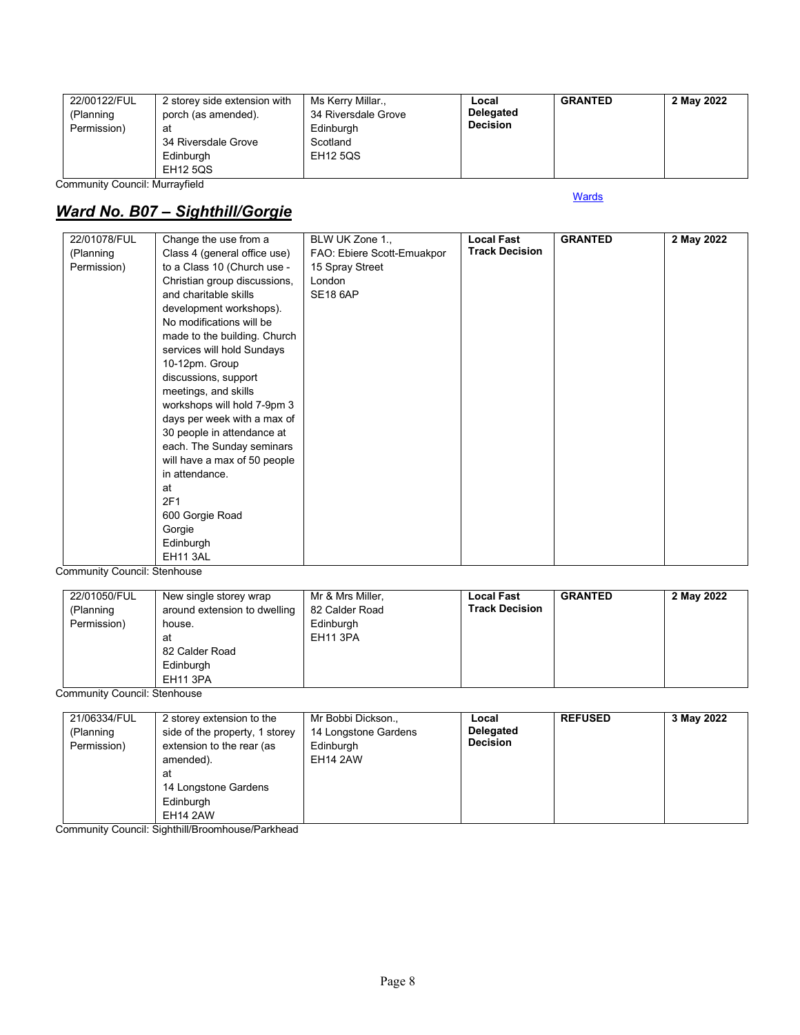| | | | | | |
|---|---|---|---|---|---|
| 22/00122/FUL (Planning Permission) | 2 storey side extension with porch (as amended). at 34 Riversdale Grove Edinburgh EH12 5QS | Ms Kerry Millar., 34 Riversdale Grove Edinburgh Scotland EH12 5QS | **Local Delegated Decision** | **GRANTED** | **2 May 2022** |

Community Council: Murrayfield

Wards

## ***Ward No. B07 – Sighthill/Gorgie***

| | | | | | |
|---|---|---|---|---|---|
| 22/01078/FUL (Planning Permission) | Change the use from a Class 4 (general office use) to a Class 10 (Church use - Christian group discussions, and charitable skills development workshops). No modifications will be made to the building. Church services will hold Sundays 10-12pm. Group discussions, support meetings, and skills workshops will hold 7-9pm 3 days per week with a max of 30 people in attendance at each. The Sunday seminars will have a max of 50 people in attendance. at 2F1 600 Gorgie Road Gorgie Edinburgh EH11 3AL | BLW UK Zone 1., FAO: Ebiere Scott-Emuakpor 15 Spray Street London SE18 6AP | **Local Fast Track Decision** | **GRANTED** | **2 May 2022** |

Community Council: Stenhouse

| | | | | | |
|---|---|---|---|---|---|
| 22/01050/FUL (Planning Permission) | New single storey wrap around extension to dwelling house. at 82 Calder Road Edinburgh EH11 3PA | Mr & Mrs Miller, 82 Calder Road Edinburgh EH11 3PA | **Local Fast Track Decision** | **GRANTED** | **2 May 2022** |

Community Council: Stenhouse

| | | | | | |
|---|---|---|---|---|---|
| 21/06334/FUL (Planning Permission) | 2 storey extension to the side of the property, 1 storey extension to the rear (as amended). at 14 Longstone Gardens Edinburgh EH14 2AW | Mr Bobbi Dickson., 14 Longstone Gardens Edinburgh EH14 2AW | **Local Delegated Decision** | **REFUSED** | **3 May 2022** |

Community Council: Sighthill/Broomhouse/Parkhead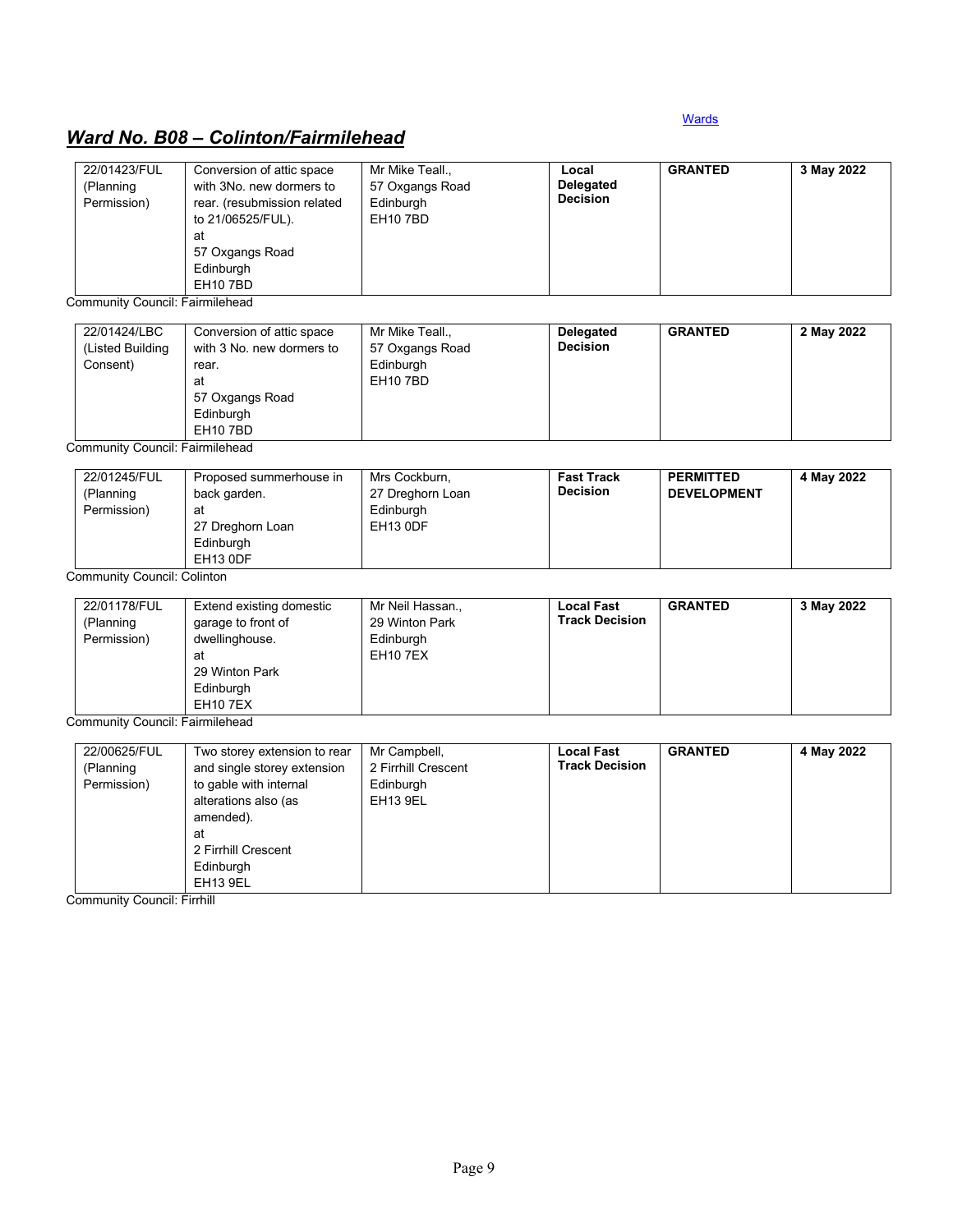[Wards](#)

## *Ward No. B08 – Colinton/Fairmilehead*

| | | | | | |
|---|---|---|---|---|---|
| 22/01423/FUL (Planning Permission) | Conversion of attic space with 3No. new dormers to rear. (resubmission related to 21/06525/FUL). at 57 Oxgangs Road Edinburgh EH10 7BD | Mr Mike Teall., 57 Oxgangs Road Edinburgh EH10 7BD | **Local Delegated Decision** | **GRANTED** | **3 May 2022** |

Community Council: Fairmilehead

| | | | | | |
|---|---|---|---|---|---|
| 22/01424/LBC (Listed Building Consent) | Conversion of attic space with 3 No. new dormers to rear. at 57 Oxgangs Road Edinburgh EH10 7BD | Mr Mike Teall., 57 Oxgangs Road Edinburgh EH10 7BD | **Delegated Decision** | **GRANTED** | **2 May 2022** |

Community Council: Fairmilehead

| | | | | | |
|---|---|---|---|---|---|
| 22/01245/FUL (Planning Permission) | Proposed summerhouse in back garden. at 27 Dreghorn Loan Edinburgh EH13 0DF | Mrs Cockburn, 27 Dreghorn Loan Edinburgh EH13 0DF | **Fast Track Decision** | **PERMITTED DEVELOPMENT** | **4 May 2022** |

Community Council: Colinton

| | | | | | |
|---|---|---|---|---|---|
| 22/01178/FUL (Planning Permission) | Extend existing domestic garage to front of dwellinghouse. at 29 Winton Park Edinburgh EH10 7EX | Mr Neil Hassan., 29 Winton Park Edinburgh EH10 7EX | **Local Fast Track Decision** | **GRANTED** | **3 May 2022** |

Community Council: Fairmilehead

| | | | | | |
|---|---|---|---|---|---|
| 22/00625/FUL (Planning Permission) | Two storey extension to rear and single storey extension to gable with internal alterations also (as amended). at 2 Firrhill Crescent Edinburgh EH13 9EL | Mr Campbell, 2 Firrhill Crescent Edinburgh EH13 9EL | **Local Fast Track Decision** | **GRANTED** | **4 May 2022** |

Community Council: Firrhill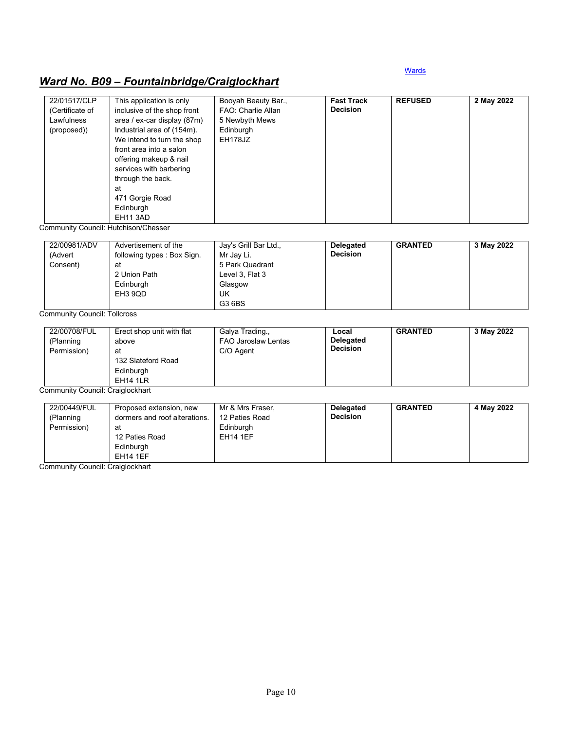Wards

## *Ward No. B09 – Fountainbridge/Craiglockhart*

| | | | | | |
|---|---|---|---|---|---|
| 22/01517/CLP (Certificate of Lawfulness (proposed)) | This application is only inclusive of the shop front area / ex-car display (87m) Industrial area of (154m). We intend to turn the shop front area into a salon offering makeup & nail services with barbering through the back. at 471 Gorgie Road Edinburgh EH11 3AD | Booyah Beauty Bar., FAO: Charlie Allan 5 Newbyth Mews Edinburgh EH178JZ | **Fast Track Decision** | **REFUSED** | **2 May 2022** |

Community Council: Hutchison/Chesser

| | | | | | |
|---|---|---|---|---|---|
| 22/00981/ADV (Advert Consent) | Advertisement of the following types : Box Sign. at 2 Union Path Edinburgh EH3 9QD | Jay's Grill Bar Ltd., Mr Jay Li. 5 Park Quadrant Level 3, Flat 3 Glasgow UK G3 6BS | **Delegated Decision** | **GRANTED** | **3 May 2022** |

Community Council: Tollcross

| | | | | | |
|---|---|---|---|---|---|
| 22/00708/FUL (Planning Permission) | Erect shop unit with flat above at 132 Slateford Road Edinburgh EH14 1LR | Galya Trading., FAO Jaroslaw Lentas C/O Agent | **Local Delegated Decision** | **GRANTED** | **3 May 2022** |

Community Council: Craiglockhart

| | | | | | |
|---|---|---|---|---|---|
| 22/00449/FUL (Planning Permission) | Proposed extension, new dormers and roof alterations. at 12 Paties Road Edinburgh EH14 1EF | Mr & Mrs Fraser, 12 Paties Road Edinburgh EH14 1EF | **Delegated Decision** | **GRANTED** | **4 May 2022** |

Community Council: Craiglockhart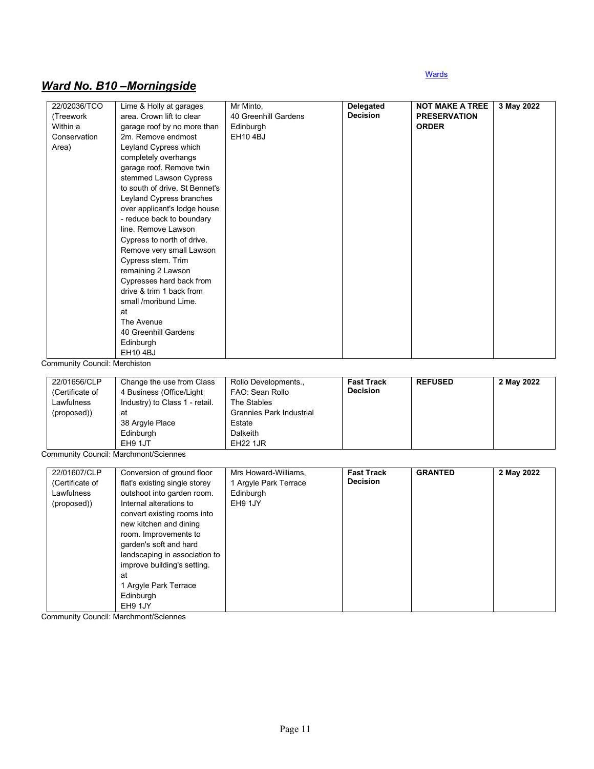[Wards](#)

## ***Ward No. B10 –Morningside***

| | | | | | |
|---|---|---|---|---|---|
| 22/02036/TCO (Treework Within a Conservation Area) | Lime & Holly at garages area. Crown lift to clear garage roof by no more than 2m. Remove endmost Leyland Cypress which completely overhangs garage roof. Remove twin stemmed Lawson Cypress to south of drive. St Bennet's Leyland Cypress branches over applicant's lodge house - reduce back to boundary line. Remove Lawson Cypress to north of drive. Remove very small Lawson Cypress stem. Trim remaining 2 Lawson Cypresses hard back from drive & trim 1 back from small /moribund Lime. at The Avenue 40 Greenhill Gardens Edinburgh EH10 4BJ | Mr Minto, 40 Greenhill Gardens Edinburgh EH10 4BJ | **Delegated Decision** | **NOT MAKE A TREE PRESERVATION ORDER** | **3 May 2022** |

Community Council: Merchiston

| | | | | | |
|---|---|---|---|---|---|
| 22/01656/CLP (Certificate of Lawfulness (proposed)) | Change the use from Class 4 Business (Office/Light Industry) to Class 1 - retail. at 38 Argyle Place Edinburgh EH9 1JT | Rollo Developments., FAO: Sean Rollo The Stables Grannies Park Industrial Estate Dalkeith EH22 1JR | **Fast Track Decision** | **REFUSED** | **2 May 2022** |

Community Council: Marchmont/Sciennes

| | | | | | |
|---|---|---|---|---|---|
| 22/01607/CLP (Certificate of Lawfulness (proposed)) | Conversion of ground floor flat's existing single storey outshoot into garden room. Internal alterations to convert existing rooms into new kitchen and dining room. Improvements to garden's soft and hard landscaping in association to improve building's setting. at 1 Argyle Park Terrace Edinburgh EH9 1JY | Mrs Howard-Williams, 1 Argyle Park Terrace Edinburgh EH9 1JY | **Fast Track Decision** | **GRANTED** | **2 May 2022** |

Community Council: Marchmont/Sciennes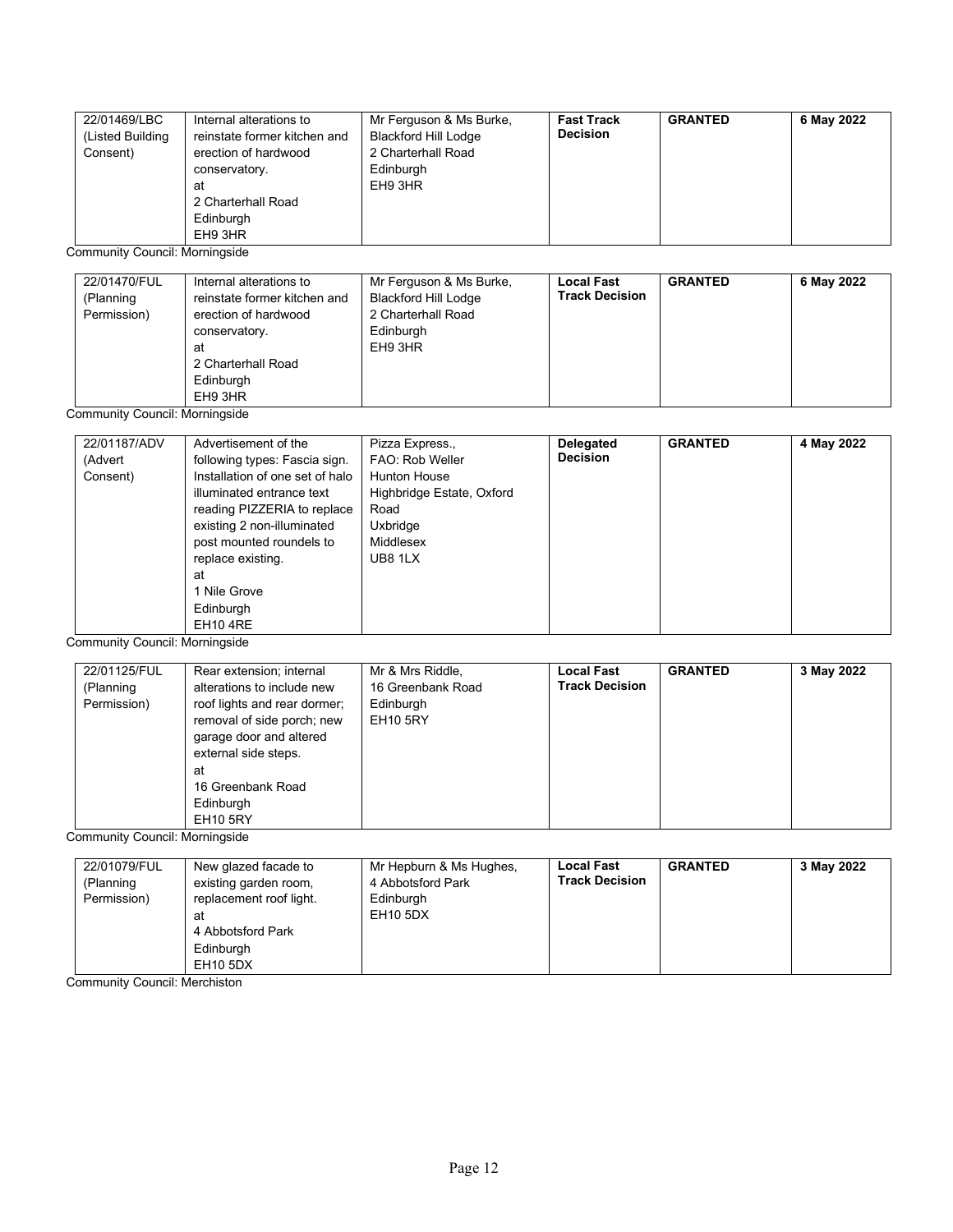| | | | | | |
|---|---|---|---|---|---|
| 22/01469/LBC (Listed Building Consent) | Internal alterations to reinstate former kitchen and erection of hardwood conservatory. at 2 Charterhall Road Edinburgh EH9 3HR | Mr Ferguson & Ms Burke, Blackford Hill Lodge 2 Charterhall Road Edinburgh EH9 3HR | **Fast Track Decision** | **GRANTED** | **6 May 2022** |

Community Council: Morningside

| | | | | | |
|---|---|---|---|---|---|
| 22/01470/FUL (Planning Permission) | Internal alterations to reinstate former kitchen and erection of hardwood conservatory. at 2 Charterhall Road Edinburgh EH9 3HR | Mr Ferguson & Ms Burke, Blackford Hill Lodge 2 Charterhall Road Edinburgh EH9 3HR | **Local Fast Track Decision** | **GRANTED** | **6 May 2022** |

Community Council: Morningside

| | | | | | |
|---|---|---|---|---|---|
| 22/01187/ADV (Advert Consent) | Advertisement of the following types: Fascia sign. Installation of one set of halo illuminated entrance text reading PIZZERIA to replace existing 2 non-illuminated post mounted roundels to replace existing. at 1 Nile Grove Edinburgh EH10 4RE | Pizza Express., FAO: Rob Weller Hunton House Highbridge Estate, Oxford Road Uxbridge Middlesex UB8 1LX | **Delegated Decision** | **GRANTED** | **4 May 2022** |

Community Council: Morningside

| | | | | | |
|---|---|---|---|---|---|
| 22/01125/FUL (Planning Permission) | Rear extension; internal alterations to include new roof lights and rear dormer; removal of side porch; new garage door and altered external side steps. at 16 Greenbank Road Edinburgh EH10 5RY | Mr & Mrs Riddle, 16 Greenbank Road Edinburgh EH10 5RY | **Local Fast Track Decision** | **GRANTED** | **3 May 2022** |

Community Council: Morningside

| | | | | | |
|---|---|---|---|---|---|
| 22/01079/FUL (Planning Permission) | New glazed facade to existing garden room, replacement roof light. at 4 Abbotsford Park Edinburgh EH10 5DX | Mr Hepburn & Ms Hughes, 4 Abbotsford Park Edinburgh EH10 5DX | **Local Fast Track Decision** | **GRANTED** | **3 May 2022** |

Community Council: Merchiston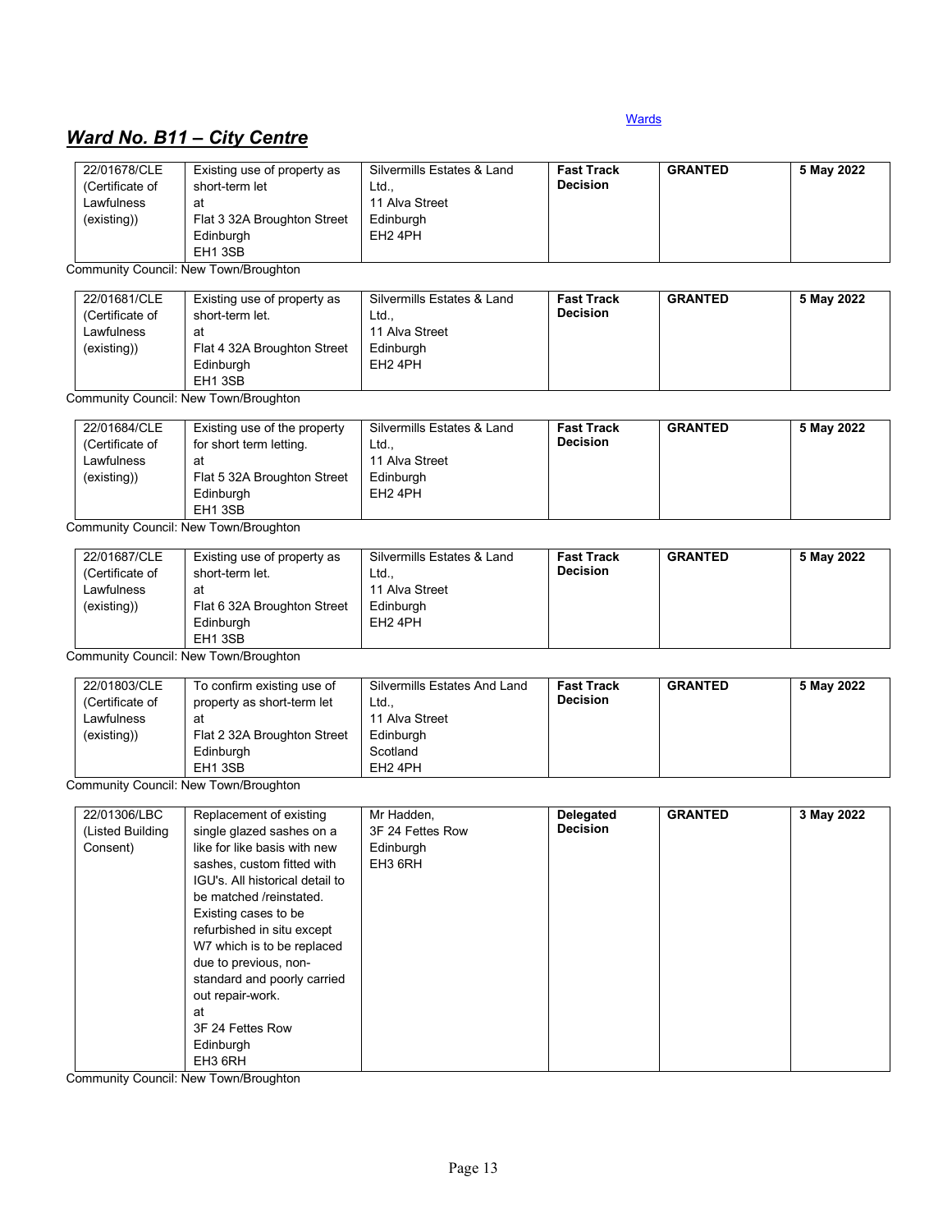[Wards]

## *Ward No. B11 – City Centre*

| | | | | | |
|---|---|---|---|---|---|
| 22/01678/CLE (Certificate of Lawfulness (existing)) | Existing use of property as short-term let at Flat 3 32A Broughton Street Edinburgh EH1 3SB | Silvermills Estates & Land Ltd., 11 Alva Street Edinburgh EH2 4PH | **Fast Track Decision** | **GRANTED** | **5 May 2022** |

Community Council: New Town/Broughton

| | | | | | |
|---|---|---|---|---|---|
| 22/01681/CLE (Certificate of Lawfulness (existing)) | Existing use of property as short-term let. at Flat 4 32A Broughton Street Edinburgh EH1 3SB | Silvermills Estates & Land Ltd., 11 Alva Street Edinburgh EH2 4PH | **Fast Track Decision** | **GRANTED** | **5 May 2022** |

Community Council: New Town/Broughton

| | | | | | |
|---|---|---|---|---|---|
| 22/01684/CLE (Certificate of Lawfulness (existing)) | Existing use of the property for short term letting. at Flat 5 32A Broughton Street Edinburgh EH1 3SB | Silvermills Estates & Land Ltd., 11 Alva Street Edinburgh EH2 4PH | **Fast Track Decision** | **GRANTED** | **5 May 2022** |

Community Council: New Town/Broughton

| | | | | | |
|---|---|---|---|---|---|
| 22/01687/CLE (Certificate of Lawfulness (existing)) | Existing use of property as short-term let. at Flat 6 32A Broughton Street Edinburgh EH1 3SB | Silvermills Estates & Land Ltd., 11 Alva Street Edinburgh EH2 4PH | **Fast Track Decision** | **GRANTED** | **5 May 2022** |

Community Council: New Town/Broughton

| | | | | | |
|---|---|---|---|---|---|
| 22/01803/CLE (Certificate of Lawfulness (existing)) | To confirm existing use of property as short-term let at Flat 2 32A Broughton Street Edinburgh EH1 3SB | Silvermills Estates And Land Ltd., 11 Alva Street Edinburgh Scotland EH2 4PH | **Fast Track Decision** | **GRANTED** | **5 May 2022** |

Community Council: New Town/Broughton

| | | | | | |
|---|---|---|---|---|---|
| 22/01306/LBC (Listed Building Consent) | Replacement of existing single glazed sashes on a like for like basis with new sashes, custom fitted with IGU's. All historical detail to be matched /reinstated. Existing cases to be refurbished in situ except W7 which is to be replaced due to previous, non-standard and poorly carried out repair-work. at 3F 24 Fettes Row Edinburgh EH3 6RH | Mr Hadden, 3F 24 Fettes Row Edinburgh EH3 6RH | **Delegated Decision** | **GRANTED** | **3 May 2022** |

Community Council: New Town/Broughton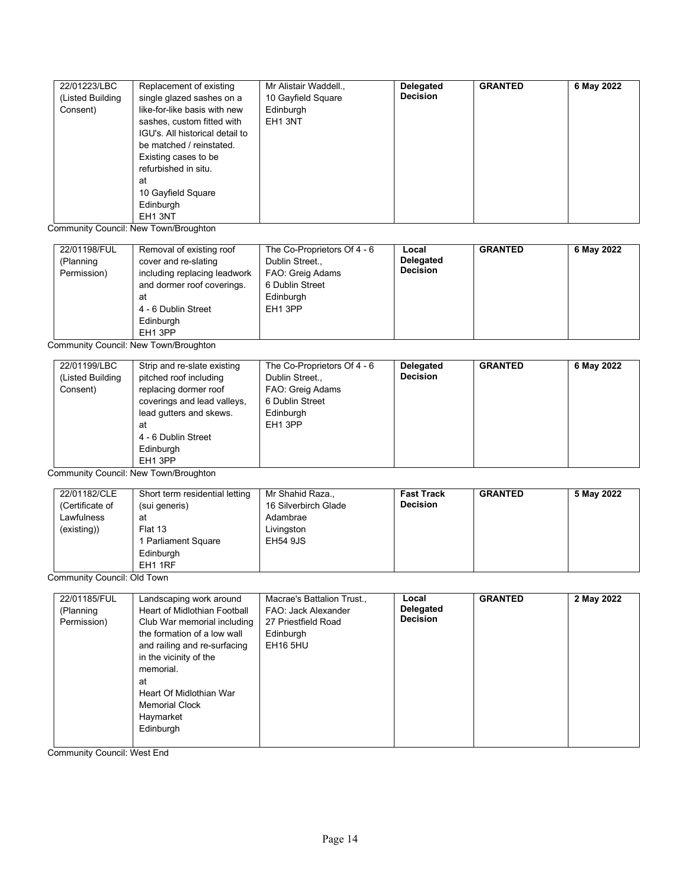| | | | | | |
|---|---|---|---|---|---|
| 22/01223/LBC (Listed Building Consent) | Replacement of existing single glazed sashes on a like-for-like basis with new sashes, custom fitted with IGU's. All historical detail to be matched / reinstated. Existing cases to be refurbished in situ. at 10 Gayfield Square Edinburgh EH1 3NT | Mr Alistair Waddell., 10 Gayfield Square Edinburgh EH1 3NT | **Delegated Decision** | **GRANTED** | **6 May 2022** |

Community Council: New Town/Broughton

| | | | | | |
|---|---|---|---|---|---|
| 22/01198/FUL (Planning Permission) | Removal of existing roof cover and re-slating including replacing leadwork and dormer roof coverings. at 4 - 6 Dublin Street Edinburgh EH1 3PP | The Co-Proprietors Of 4 - 6 Dublin Street., FAO: Greig Adams 6 Dublin Street Edinburgh EH1 3PP | **Local Delegated Decision** | **GRANTED** | **6 May 2022** |

Community Council: New Town/Broughton

| | | | | | |
|---|---|---|---|---|---|
| 22/01199/LBC (Listed Building Consent) | Strip and re-slate existing pitched roof including replacing dormer roof coverings and lead valleys, lead gutters and skews. at 4 - 6 Dublin Street Edinburgh EH1 3PP | The Co-Proprietors Of 4 - 6 Dublin Street., FAO: Greig Adams 6 Dublin Street Edinburgh EH1 3PP | **Delegated Decision** | **GRANTED** | **6 May 2022** |

Community Council: New Town/Broughton

| | | | | | |
|---|---|---|---|---|---|
| 22/01182/CLE (Certificate of Lawfulness (existing)) | Short term residential letting (sui generis) at Flat 13 1 Parliament Square Edinburgh EH1 1RF | Mr Shahid Raza., 16 Silverbirch Glade Adambrae Livingston EH54 9JS | **Fast Track Decision** | **GRANTED** | **5 May 2022** |

Community Council: Old Town

| | | | | | |
|---|---|---|---|---|---|
| 22/01185/FUL (Planning Permission) | Landscaping work around Heart of Midlothian Football Club War memorial including the formation of a low wall and railing and re-surfacing in the vicinity of the memorial. at Heart Of Midlothian War Memorial Clock Haymarket Edinburgh | Macrae's Battalion Trust., FAO: Jack Alexander 27 Priestfield Road Edinburgh EH16 5HU | **Local Delegated Decision** | **GRANTED** | **2 May 2022** |

Community Council: West End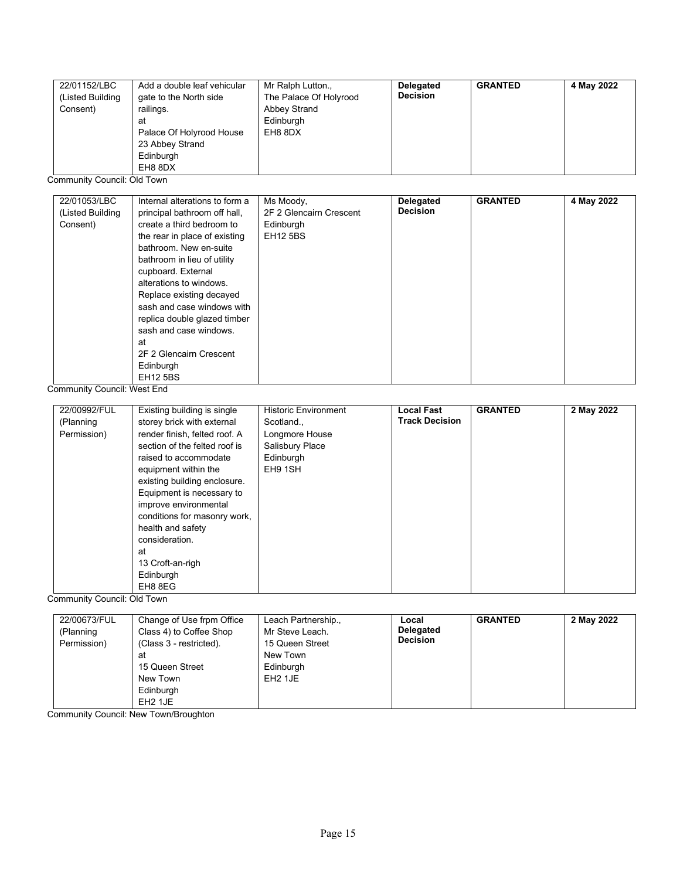| | | | | | |
|---|---|---|---|---|---|
| 22/01152/LBC (Listed Building Consent) | Add a double leaf vehicular gate to the North side railings. at Palace Of Holyrood House 23 Abbey Strand Edinburgh EH8 8DX | Mr Ralph Lutton., The Palace Of Holyrood Abbey Strand Edinburgh EH8 8DX | **Delegated Decision** | **GRANTED** | **4 May 2022** |

Community Council: Old Town

| | | | | | |
|---|---|---|---|---|---|
| 22/01053/LBC (Listed Building Consent) | Internal alterations to form a principal bathroom off hall, create a third bedroom to the rear in place of existing bathroom. New en-suite bathroom in lieu of utility cupboard. External alterations to windows. Replace existing decayed sash and case windows with replica double glazed timber sash and case windows. at 2F 2 Glencairn Crescent Edinburgh EH12 5BS | Ms Moody, 2F 2 Glencairn Crescent Edinburgh EH12 5BS | **Delegated Decision** | **GRANTED** | **4 May 2022** |

Community Council: West End

| | | | | | |
|---|---|---|---|---|---|
| 22/00992/FUL (Planning Permission) | Existing building is single storey brick with external render finish, felted roof. A section of the felted roof is raised to accommodate equipment within the existing building enclosure. Equipment is necessary to improve environmental conditions for masonry work, health and safety consideration. at 13 Croft-an-righ Edinburgh EH8 8EG | Historic Environment Scotland., Longmore House Salisbury Place Edinburgh EH9 1SH | **Local Fast Track Decision** | **GRANTED** | **2 May 2022** |

Community Council: Old Town

| | | | | | |
|---|---|---|---|---|---|
| 22/00673/FUL (Planning Permission) | Change of Use frpm Office Class 4) to Coffee Shop (Class 3 - restricted). at 15 Queen Street New Town Edinburgh EH2 1JE | Leach Partnership., Mr Steve Leach. 15 Queen Street New Town Edinburgh EH2 1JE | **Local Delegated Decision** | **GRANTED** | **2 May 2022** |

Community Council: New Town/Broughton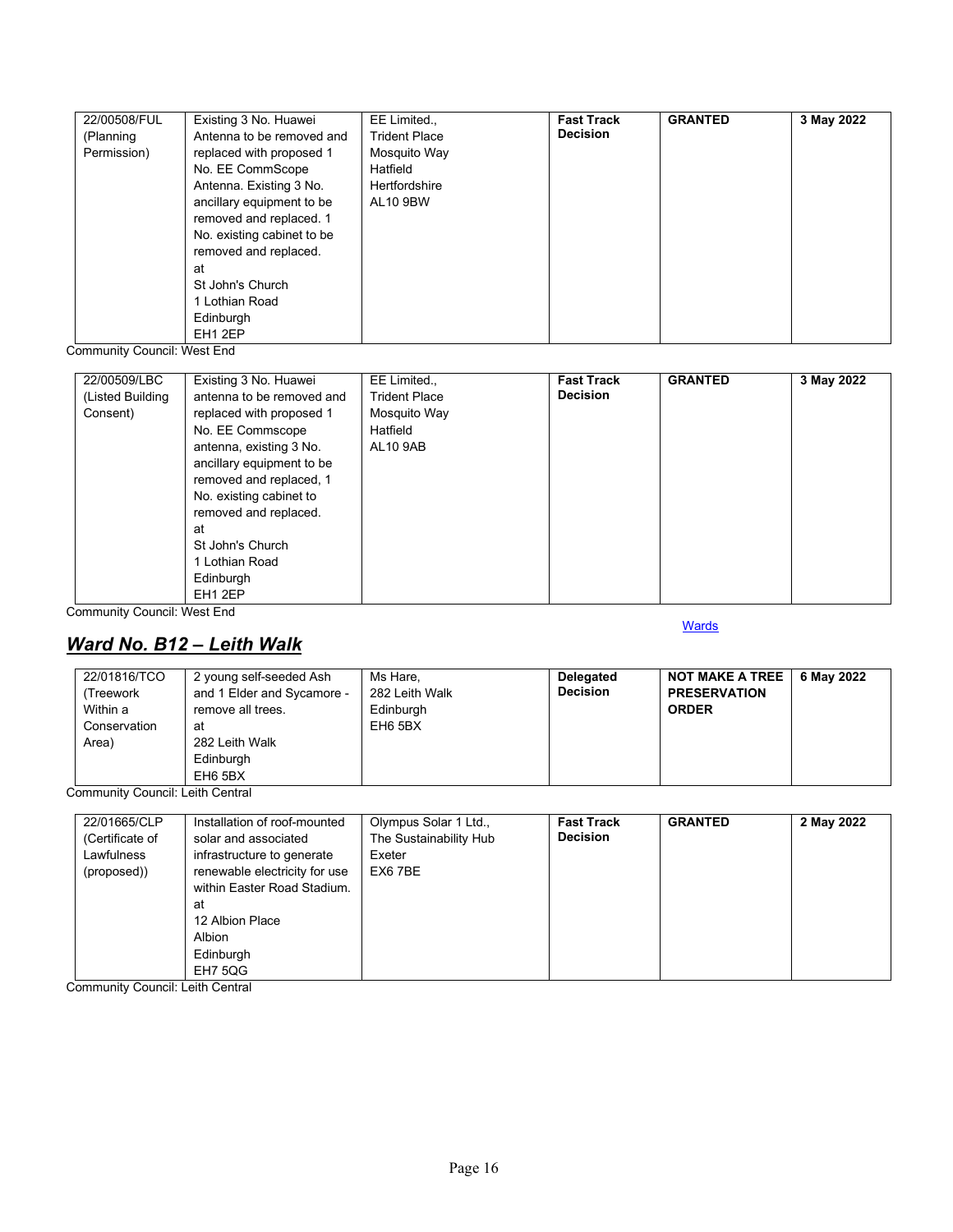| | | | | | |
|---|---|---|---|---|---|
| 22/00508/FUL (Planning Permission) | Existing 3 No. Huawei Antenna to be removed and replaced with proposed 1 No. EE CommScope Antenna. Existing 3 No. ancillary equipment to be removed and replaced. 1 No. existing cabinet to be removed and replaced. at St John's Church 1 Lothian Road Edinburgh EH1 2EP | EE Limited., Trident Place Mosquito Way Hatfield Hertfordshire AL10 9BW | **Fast Track Decision** | **GRANTED** | **3 May 2022** |

Community Council: West End

| | | | | | |
|---|---|---|---|---|---|
| 22/00509/LBC (Listed Building Consent) | Existing 3 No. Huawei antenna to be removed and replaced with proposed 1 No. EE Commscope antenna, existing 3 No. ancillary equipment to be removed and replaced, 1 No. existing cabinet to removed and replaced. at St John's Church 1 Lothian Road Edinburgh EH1 2EP | EE Limited., Trident Place Mosquito Way Hatfield AL10 9AB | **Fast Track Decision** | **GRANTED** | **3 May 2022** |

Community Council: West End

Wards

## ***Ward No. B12 – Leith Walk***

| | | | | | |
|---|---|---|---|---|---|
| 22/01816/TCO (Treework Within a Conservation Area) | 2 young self-seeded Ash and 1 Elder and Sycamore - remove all trees. at 282 Leith Walk Edinburgh EH6 5BX | Ms Hare, 282 Leith Walk Edinburgh EH6 5BX | **Delegated Decision** | **NOT MAKE A TREE PRESERVATION ORDER** | **6 May 2022** |

Community Council: Leith Central

| | | | | | |
|---|---|---|---|---|---|
| 22/01665/CLP (Certificate of Lawfulness (proposed)) | Installation of roof-mounted solar and associated infrastructure to generate renewable electricity for use within Easter Road Stadium. at 12 Albion Place Albion Edinburgh EH7 5QG | Olympus Solar 1 Ltd., The Sustainability Hub Exeter EX6 7BE | **Fast Track Decision** | **GRANTED** | **2 May 2022** |

Community Council: Leith Central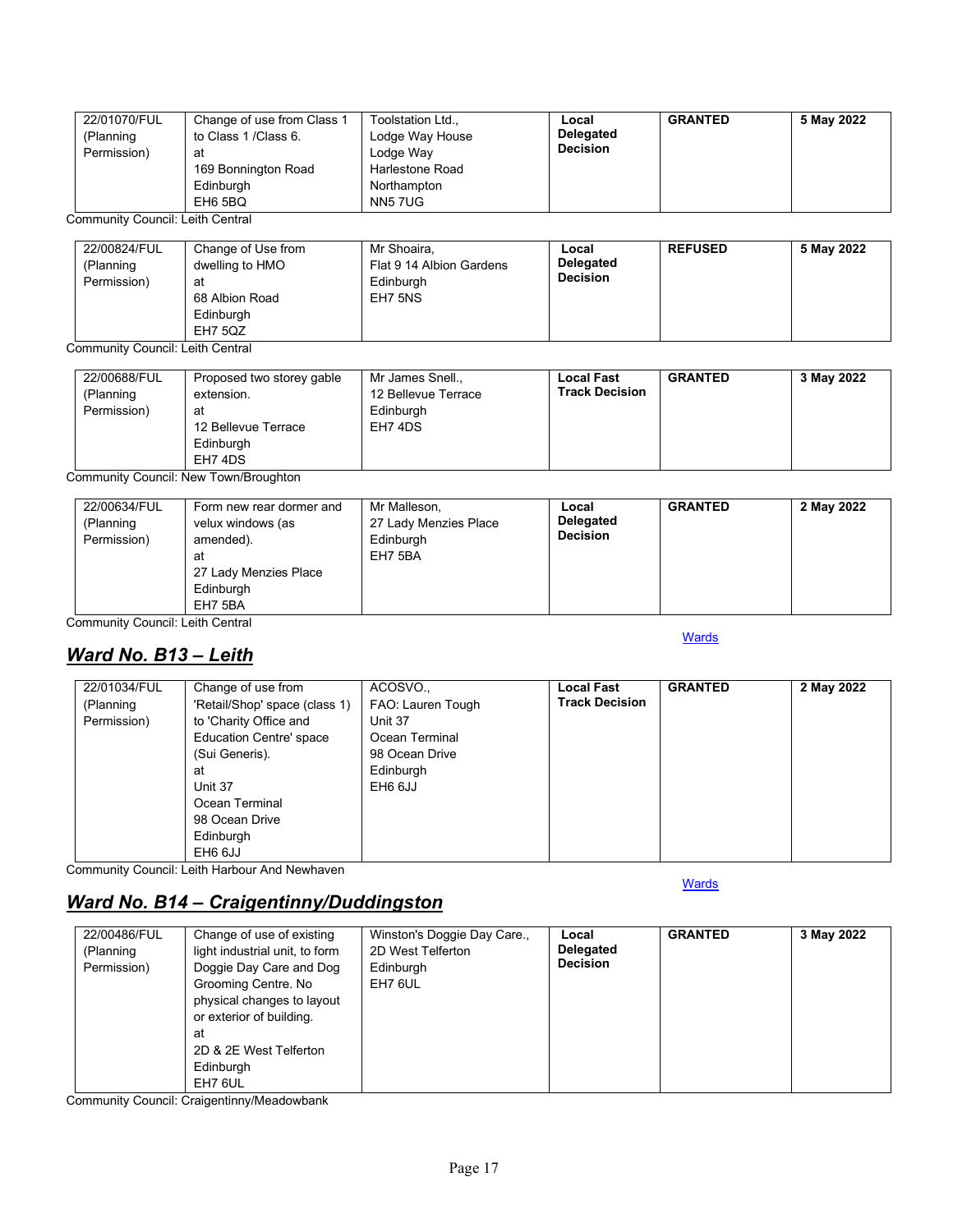| | | | | | |
|---|---|---|---|---|---|
| 22/01070/FUL (Planning Permission) | Change of use from Class 1 to Class 1 /Class 6. at 169 Bonnington Road Edinburgh EH6 5BQ | Toolstation Ltd., Lodge Way House Lodge Way Harlestone Road Northampton NN5 7UG | **Local Delegated Decision** | **GRANTED** | **5 May 2022** |

Community Council: Leith Central

| | | | | | |
|---|---|---|---|---|---|
| 22/00824/FUL (Planning Permission) | Change of Use from dwelling to HMO at 68 Albion Road Edinburgh EH7 5QZ | Mr Shoaira, Flat 9 14 Albion Gardens Edinburgh EH7 5NS | **Local Delegated Decision** | **REFUSED** | **5 May 2022** |

Community Council: Leith Central

| | | | | | |
|---|---|---|---|---|---|
| 22/00688/FUL (Planning Permission) | Proposed two storey gable extension. at 12 Bellevue Terrace Edinburgh EH7 4DS | Mr James Snell., 12 Bellevue Terrace Edinburgh EH7 4DS | **Local Fast Track Decision** | **GRANTED** | **3 May 2022** |

Community Council: New Town/Broughton

| | | | | | |
|---|---|---|---|---|---|
| 22/00634/FUL (Planning Permission) | Form new rear dormer and velux windows (as amended). at 27 Lady Menzies Place Edinburgh EH7 5BA | Mr Malleson, 27 Lady Menzies Place Edinburgh EH7 5BA | **Local Delegated Decision** | **GRANTED** | **2 May 2022** |

Community Council: Leith Central

Wards

## ***Ward No. B13 – Leith***

| | | | | | |
|---|---|---|---|---|---|
| 22/01034/FUL (Planning Permission) | Change of use from 'Retail/Shop' space (class 1) to 'Charity Office and Education Centre' space (Sui Generis). at Unit 37 Ocean Terminal 98 Ocean Drive Edinburgh EH6 6JJ | ACOSVO., FAO: Lauren Tough Unit 37 Ocean Terminal 98 Ocean Drive Edinburgh EH6 6JJ | **Local Fast Track Decision** | **GRANTED** | **2 May 2022** |

Community Council: Leith Harbour And Newhaven

Wards

## ***Ward No. B14 – Craigentinny/Duddingston***

| | | | | | |
|---|---|---|---|---|---|
| 22/00486/FUL (Planning Permission) | Change of use of existing light industrial unit, to form Doggie Day Care and Dog Grooming Centre. No physical changes to layout or exterior of building. at 2D & 2E West Telferton Edinburgh EH7 6UL | Winston's Doggie Day Care., 2D West Telferton Edinburgh EH7 6UL | **Local Delegated Decision** | **GRANTED** | **3 May 2022** |

Community Council: Craigentinny/Meadowbank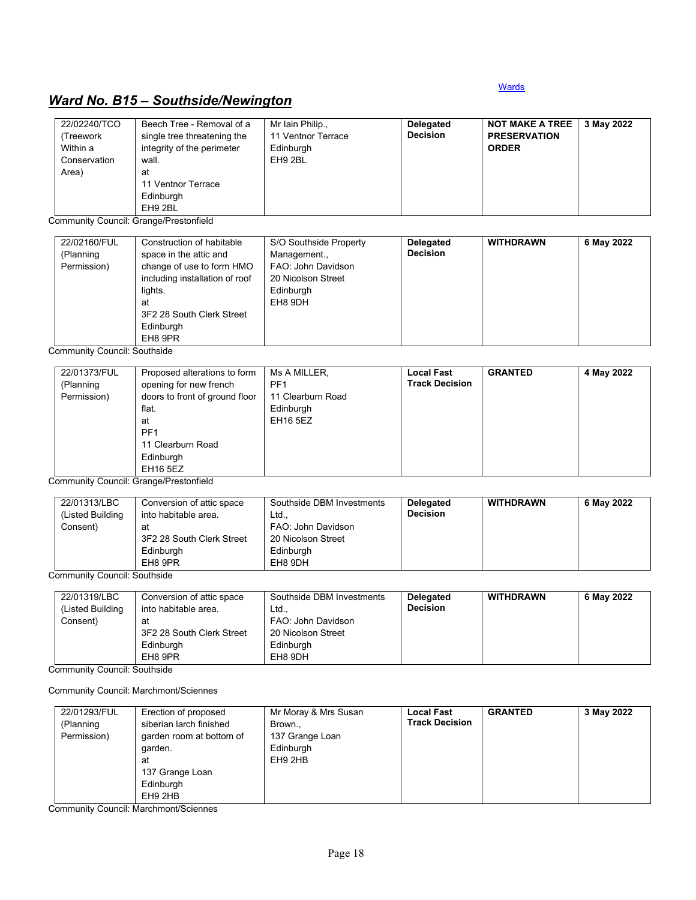Wards

## *Ward No. B15 – Southside/Newington*

| | | | | | |
|---|---|---|---|---|---|
| 22/02240/TCO (Treework Within a Conservation Area) | Beech Tree - Removal of a single tree threatening the integrity of the perimeter wall. at 11 Ventnor Terrace Edinburgh EH9 2BL | Mr Iain Philip., 11 Ventnor Terrace Edinburgh EH9 2BL | **Delegated Decision** | **NOT MAKE A TREE PRESERVATION ORDER** | **3 May 2022** |

Community Council: Grange/Prestonfield

| | | | | | |
|---|---|---|---|---|---|
| 22/02160/FUL (Planning Permission) | Construction of habitable space in the attic and change of use to form HMO including installation of roof lights. at 3F2 28 South Clerk Street Edinburgh EH8 9PR | S/O Southside Property Management., FAO: John Davidson 20 Nicolson Street Edinburgh EH8 9DH | **Delegated Decision** | **WITHDRAWN** | **6 May 2022** |

Community Council: Southside

| | | | | | |
|---|---|---|---|---|---|
| 22/01373/FUL (Planning Permission) | Proposed alterations to form opening for new french doors to front of ground floor flat. at PF1 11 Clearburn Road Edinburgh EH16 5EZ | Ms A MILLER, PF1 11 Clearburn Road Edinburgh EH16 5EZ | **Local Fast Track Decision** | **GRANTED** | **4 May 2022** |

Community Council: Grange/Prestonfield

| | | | | | |
|---|---|---|---|---|---|
| 22/01313/LBC (Listed Building Consent) | Conversion of attic space into habitable area. at 3F2 28 South Clerk Street Edinburgh EH8 9PR | Southside DBM Investments Ltd., FAO: John Davidson 20 Nicolson Street Edinburgh EH8 9DH | **Delegated Decision** | **WITHDRAWN** | **6 May 2022** |

Community Council: Southside

| | | | | | |
|---|---|---|---|---|---|
| 22/01319/LBC (Listed Building Consent) | Conversion of attic space into habitable area. at 3F2 28 South Clerk Street Edinburgh EH8 9PR | Southside DBM Investments Ltd., FAO: John Davidson 20 Nicolson Street Edinburgh EH8 9DH | **Delegated Decision** | **WITHDRAWN** | **6 May 2022** |

Community Council: Southside

Community Council: Marchmont/Sciennes

| | | | | | |
|---|---|---|---|---|---|
| 22/01293/FUL (Planning Permission) | Erection of proposed siberian larch finished garden room at bottom of garden. at 137 Grange Loan Edinburgh EH9 2HB | Mr Moray & Mrs Susan Brown., 137 Grange Loan Edinburgh EH9 2HB | **Local Fast Track Decision** | **GRANTED** | **3 May 2022** |

Community Council: Marchmont/Sciennes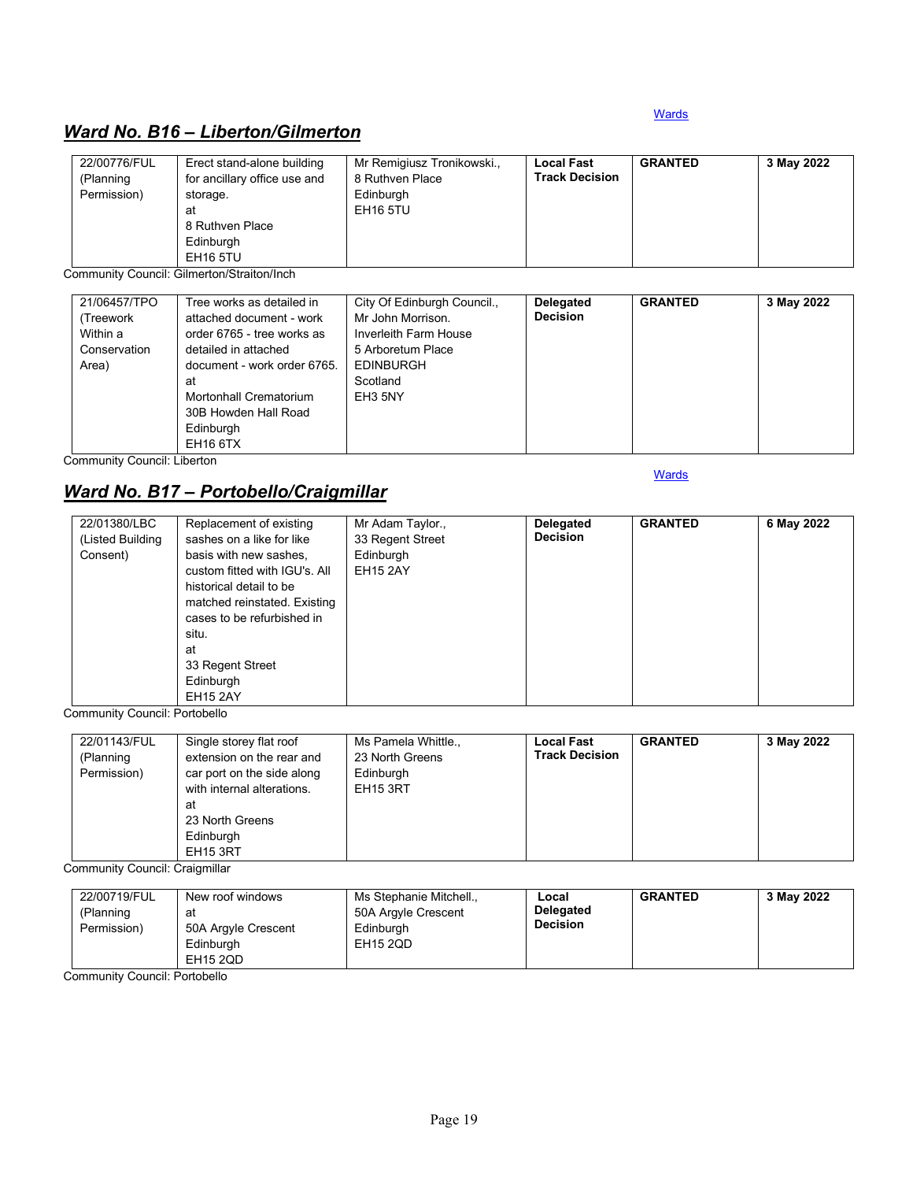[Wards](#)

## *Ward No. B16 – Liberton/Gilmerton*

| | | | | | |
|---|---|---|---|---|---|
| 22/00776/FUL (Planning Permission) | Erect stand-alone building for ancillary office use and storage. at 8 Ruthven Place Edinburgh EH16 5TU | Mr Remigiusz Tronikowski., 8 Ruthven Place Edinburgh EH16 5TU | **Local Fast Track Decision** | **GRANTED** | **3 May 2022** |

Community Council: Gilmerton/Straiton/Inch

| | | | | | |
|---|---|---|---|---|---|
| 21/06457/TPO (Treework Within a Conservation Area) | Tree works as detailed in attached document - work order 6765 - tree works as detailed in attached document - work order 6765. at Mortonhall Crematorium 30B Howden Hall Road Edinburgh EH16 6TX | City Of Edinburgh Council., Mr John Morrison. Inverleith Farm House 5 Arboretum Place EDINBURGH Scotland EH3 5NY | **Delegated Decision** | **GRANTED** | **3 May 2022** |

Community Council: Liberton

[Wards](#)

## *Ward No. B17 – Portobello/Craigmillar*

| | | | | | |
|---|---|---|---|---|---|
| 22/01380/LBC (Listed Building Consent) | Replacement of existing sashes on a like for like basis with new sashes, custom fitted with IGU's. All historical detail to be matched reinstated. Existing cases to be refurbished in situ. at 33 Regent Street Edinburgh EH15 2AY | Mr Adam Taylor., 33 Regent Street Edinburgh EH15 2AY | **Delegated Decision** | **GRANTED** | **6 May 2022** |

Community Council: Portobello

| | | | | | |
|---|---|---|---|---|---|
| 22/01143/FUL (Planning Permission) | Single storey flat roof extension on the rear and car port on the side along with internal alterations. at 23 North Greens Edinburgh EH15 3RT | Ms Pamela Whittle., 23 North Greens Edinburgh EH15 3RT | **Local Fast Track Decision** | **GRANTED** | **3 May 2022** |

Community Council: Craigmillar

| | | | | | |
|---|---|---|---|---|---|
| 22/00719/FUL (Planning Permission) | New roof windows at 50A Argyle Crescent Edinburgh EH15 2QD | Ms Stephanie Mitchell., 50A Argyle Crescent Edinburgh EH15 2QD | **Local Delegated Decision** | **GRANTED** | **3 May 2022** |

Community Council: Portobello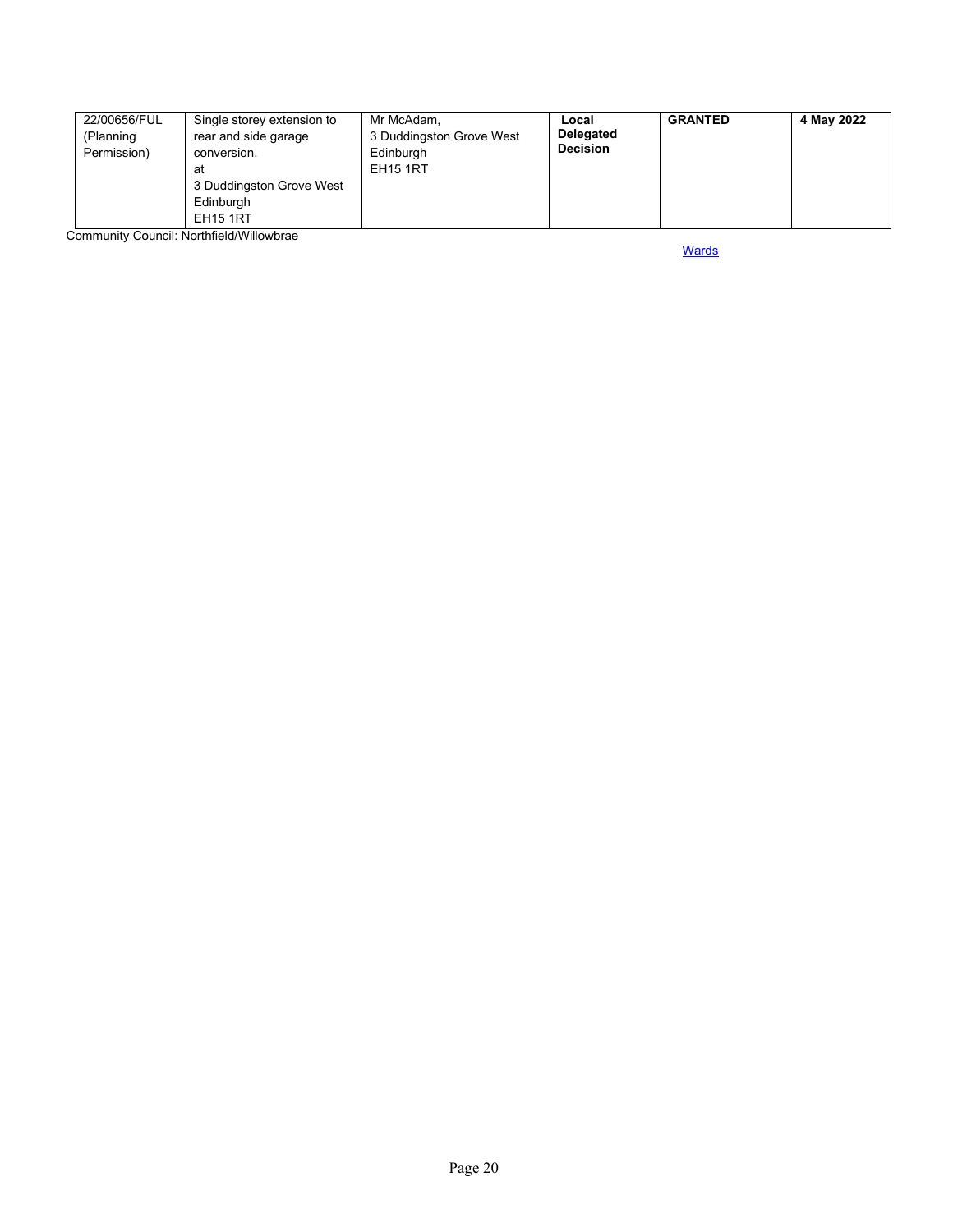| | | | | | |
|---|---|---|---|---|---|
| 22/00656/FUL (Planning Permission) | Single storey extension to rear and side garage conversion. at 3 Duddingston Grove West Edinburgh EH15 1RT | Mr McAdam, 3 Duddingston Grove West Edinburgh EH15 1RT | **Local Delegated Decision** | **GRANTED** | **4 May 2022** |

Community Council: Northfield/Willowbrae

Wards